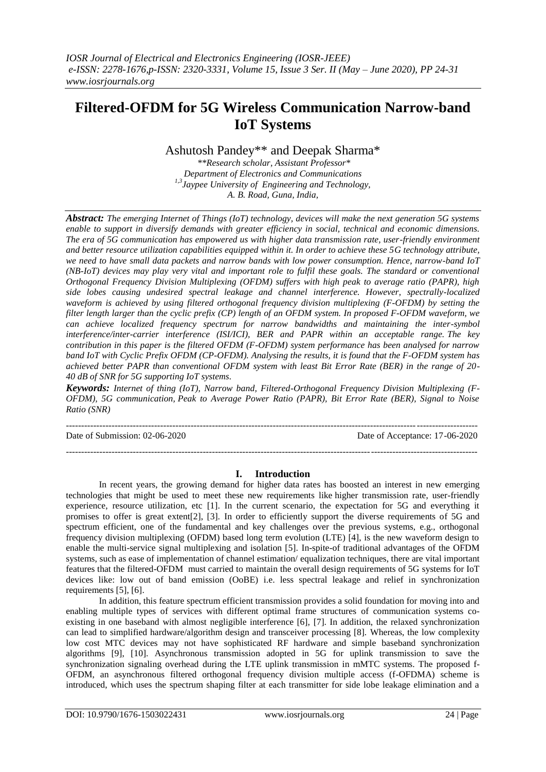# Filtered-OFDM for 5G Wireless Communication Narrow-band IoT Systems

Ashutosh Pandey** and Deepak Sharma*

**Research scholar, Assistant Professor*

*Department of Electronics and Communications*

[1,3]*Jaypee University of Engineering and Technology,*

*A. B. Road, Guna, India,*

***Abstract:*** *The emerging Internet of Things (IoT) technology, devices will make the next generation 5G systems enable to support in diversify demands with greater efficiency in social, technical and economic dimensions. The era of 5G communication has empowered us with higher data transmission rate, user-friendly environment and better resource utilization capabilities equipped within it. In order to achieve these 5G technology attribute, we need to have small data packets and narrow bands with low power consumption. Hence, narrow-band IoT (NB-IoT) devices may play very vital and important role to fulfil these goals. The standard or conventional Orthogonal Frequency Division Multiplexing (OFDM) suffers with high peak to average ratio (PAPR), high side lobes causing undesired spectral leakage and channel interference. However, spectrally-localized waveform is achieved by using filtered orthogonal frequency division multiplexing (F-OFDM) by setting the filter length larger than the cyclic prefix (CP) length of an OFDM system. In proposed F-OFDM waveform, we can achieve localized frequency spectrum for narrow bandwidths and maintaining the inter-symbol interference/inter-carrier interference (ISI/ICI), BER and PAPR within an acceptable range. The key contribution in this paper is the filtered OFDM (F-OFDM) system performance has been analysed for narrow band IoT with Cyclic Prefix OFDM (CP-OFDM). Analysing the results, it is found that the F-OFDM system has achieved better PAPR than conventional OFDM system with least Bit Error Rate (BER) in the range of 20-40 dB of SNR for 5G supporting IoT systems.*

***Keywords:*** *Internet of thing (IoT), Narrow band, Filtered-Orthogonal Frequency Division Multiplexing (F-OFDM), 5G communication, Peak to Average Power Ratio (PAPR), Bit Error Rate (BER), Signal to Noise Ratio (SNR)*

---

Date of Submission: 02-06-2020 Date of Acceptance: 17-06-2020

---

## I. Introduction

In recent years, the growing demand for higher data rates has boosted an interest in new emerging technologies that might be used to meet these new requirements like higher transmission rate, user-friendly experience, resource utilization, etc [1]. In the current scenario, the expectation for 5G and everything it promises to offer is great extent[2], [3]. In order to efficiently support the diverse requirements of 5G and spectrum efficient, one of the fundamental and key challenges over the previous systems, e.g., orthogonal frequency division multiplexing (OFDM) based long term evolution (LTE) [4], is the new waveform design to enable the multi-service signal multiplexing and isolation [5]. In-spite-of traditional advantages of the OFDM systems, such as ease of implementation of channel estimation/ equalization techniques, there are vital important features that the filtered-OFDM must carried to maintain the overall design requirements of 5G systems for IoT devices like: low out of band emission (OoBE) i.e. less spectral leakage and relief in synchronization requirements [5], [6].

In addition, this feature spectrum efficient transmission provides a solid foundation for moving into and enabling multiple types of services with different optimal frame structures of communication systems co-existing in one baseband with almost negligible interference [6], [7]. In addition, the relaxed synchronization can lead to simplified hardware/algorithm design and transceiver processing [8]. Whereas, the low complexity low cost MTC devices may not have sophisticated RF hardware and simple baseband synchronization algorithms [9], [10]. Asynchronous transmission adopted in 5G for uplink transmission to save the synchronization signaling overhead during the LTE uplink transmission in mMTC systems. The proposed f-OFDM, an asynchronous filtered orthogonal frequency division multiple access (f-OFDMA) scheme is introduced, which uses the spectrum shaping filter at each transmitter for side lobe leakage elimination and a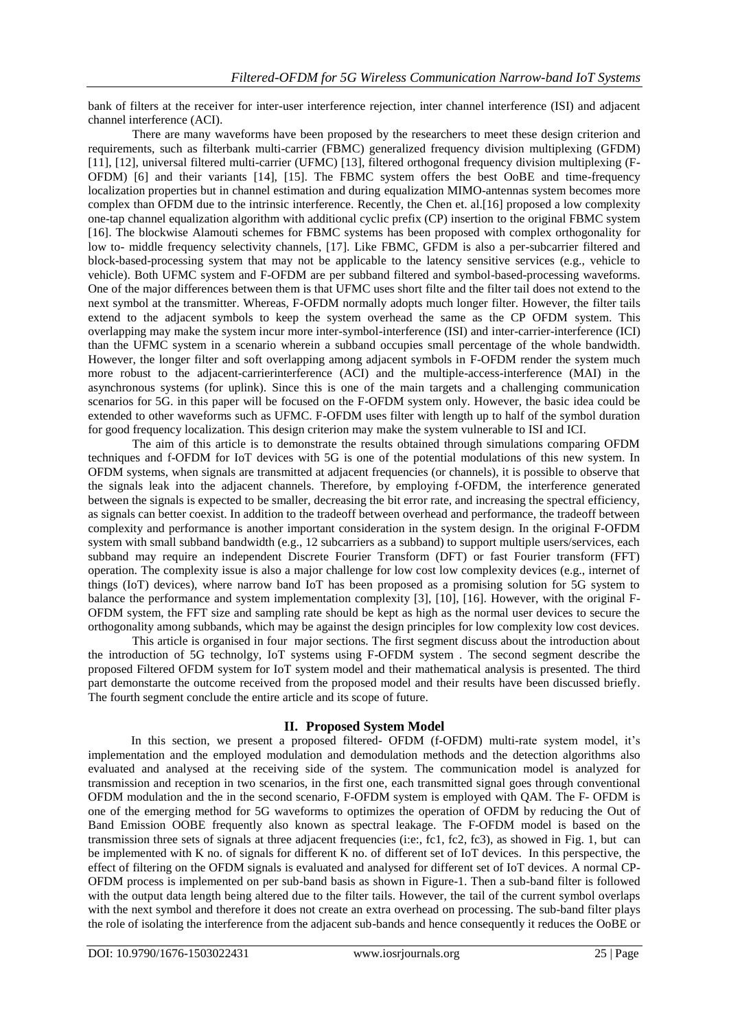bank of filters at the receiver for inter-user interference rejection, inter channel interference (ISI) and adjacent channel interference (ACI).

There are many waveforms have been proposed by the researchers to meet these design criterion and requirements, such as filterbank multi-carrier (FBMC) generalized frequency division multiplexing (GFDM) [11], [12], universal filtered multi-carrier (UFMC) [13], filtered orthogonal frequency division multiplexing (F-OFDM) [6] and their variants [14], [15]. The FBMC system offers the best OoBE and time-frequency localization properties but in channel estimation and during equalization MIMO-antennas system becomes more complex than OFDM due to the intrinsic interference. Recently, the Chen et. al.[16] proposed a low complexity one-tap channel equalization algorithm with additional cyclic prefix (CP) insertion to the original FBMC system [16]. The blockwise Alamouti schemes for FBMC systems has been proposed with complex orthogonality for low to- middle frequency selectivity channels, [17]. Like FBMC, GFDM is also a per-subcarrier filtered and block-based-processing system that may not be applicable to the latency sensitive services (e.g., vehicle to vehicle). Both UFMC system and F-OFDM are per subband filtered and symbol-based-processing waveforms. One of the major differences between them is that UFMC uses short filte and the filter tail does not extend to the next symbol at the transmitter. Whereas, F-OFDM normally adopts much longer filter. However, the filter tails extend to the adjacent symbols to keep the system overhead the same as the CP OFDM system. This overlapping may make the system incur more inter-symbol-interference (ISI) and inter-carrier-interference (ICI) than the UFMC system in a scenario wherein a subband occupies small percentage of the whole bandwidth. However, the longer filter and soft overlapping among adjacent symbols in F-OFDM render the system much more robust to the adjacent-carrierinterference (ACI) and the multiple-access-interference (MAI) in the asynchronous systems (for uplink). Since this is one of the main targets and a challenging communication scenarios for 5G. in this paper will be focused on the F-OFDM system only. However, the basic idea could be extended to other waveforms such as UFMC. F-OFDM uses filter with length up to half of the symbol duration for good frequency localization. This design criterion may make the system vulnerable to ISI and ICI.

The aim of this article is to demonstrate the results obtained through simulations comparing OFDM techniques and f-OFDM for IoT devices with 5G is one of the potential modulations of this new system. In OFDM systems, when signals are transmitted at adjacent frequencies (or channels), it is possible to observe that the signals leak into the adjacent channels. Therefore, by employing f-OFDM, the interference generated between the signals is expected to be smaller, decreasing the bit error rate, and increasing the spectral efficiency, as signals can better coexist. In addition to the tradeoff between overhead and performance, the tradeoff between complexity and performance is another important consideration in the system design. In the original F-OFDM system with small subband bandwidth (e.g., 12 subcarriers as a subband) to support multiple users/services, each subband may require an independent Discrete Fourier Transform (DFT) or fast Fourier transform (FFT) operation. The complexity issue is also a major challenge for low cost low complexity devices (e.g., internet of things (IoT) devices), where narrow band IoT has been proposed as a promising solution for 5G system to balance the performance and system implementation complexity [3], [10], [16]. However, with the original F-OFDM system, the FFT size and sampling rate should be kept as high as the normal user devices to secure the orthogonality among subbands, which may be against the design principles for low complexity low cost devices.

This article is organised in four major sections. The first segment discuss about the introduction about the introduction of 5G technolgy, IoT systems using F-OFDM system . The second segment describe the proposed Filtered OFDM system for IoT system model and their mathematical analysis is presented. The third part demonstarte the outcome received from the proposed model and their results have been discussed briefly. The fourth segment conclude the entire article and its scope of future.

## II. Proposed System Model

In this section, we present a proposed filtered- OFDM (f-OFDM) multi-rate system model, it's implementation and the employed modulation and demodulation methods and the detection algorithms also evaluated and analysed at the receiving side of the system. The communication model is analyzed for transmission and reception in two scenarios, in the first one, each transmitted signal goes through conventional OFDM modulation and the in the second scenario, F-OFDM system is employed with QAM. The F- OFDM is one of the emerging method for 5G waveforms to optimizes the operation of OFDM by reducing the Out of Band Emission OOBE frequently also known as spectral leakage. The F-OFDM model is based on the transmission three sets of signals at three adjacent frequencies (i:e:, fc1, fc2, fc3), as showed in Fig. 1, but can be implemented with K no. of signals for different K no. of different set of IoT devices. In this perspective, the effect of filtering on the OFDM signals is evaluated and analysed for different set of IoT devices. A normal CP-OFDM process is implemented on per sub-band basis as shown in Figure-1. Then a sub-band filter is followed with the output data length being altered due to the filter tails. However, the tail of the current symbol overlaps with the next symbol and therefore it does not create an extra overhead on processing. The sub-band filter plays the role of isolating the interference from the adjacent sub-bands and hence consequently it reduces the OoBE or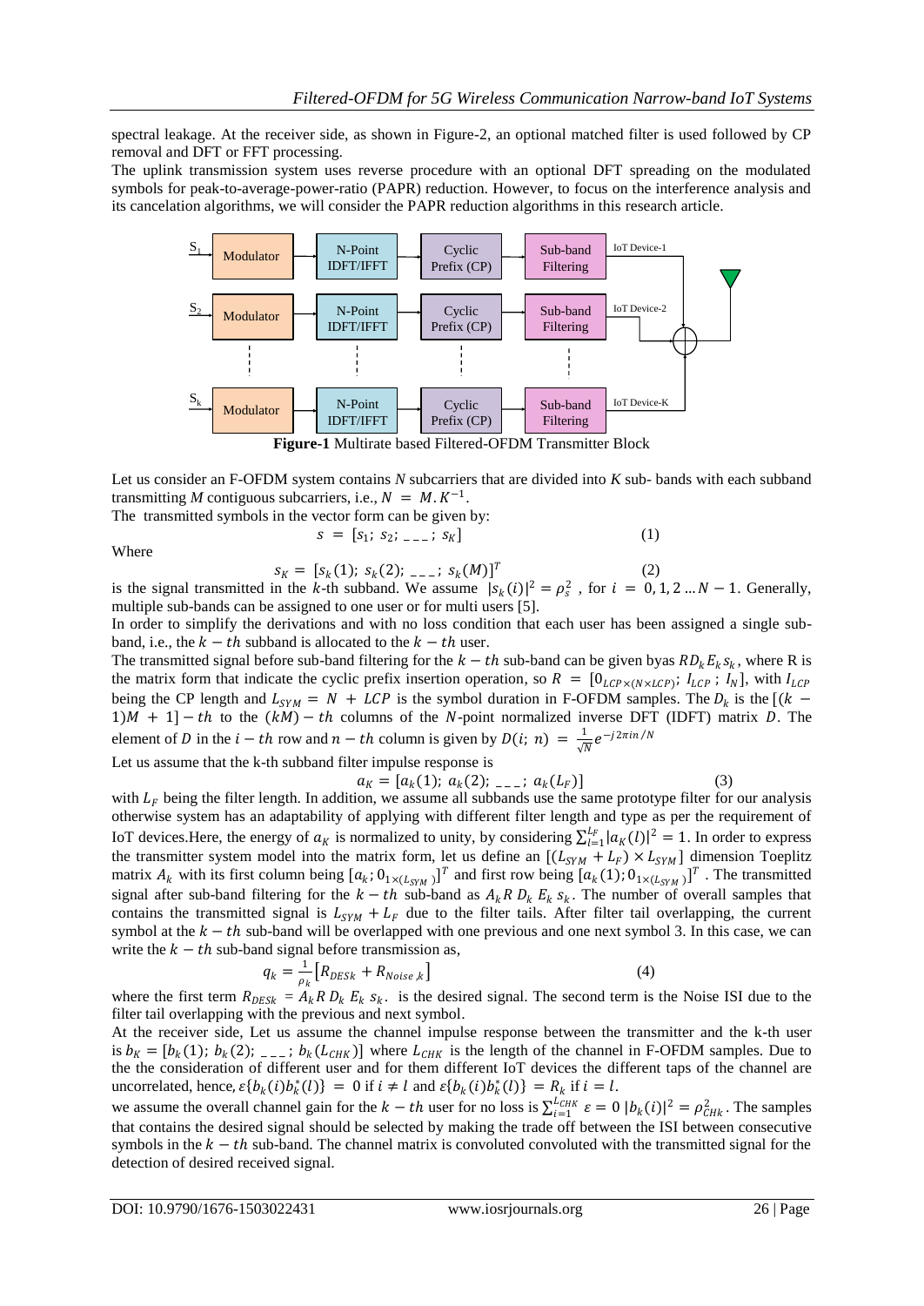spectral leakage. At the receiver side, as shown in Figure-2, an optional matched filter is used followed by CP removal and DFT or FFT processing.

The uplink transmission system uses reverse procedure with an optional DFT spreading on the modulated symbols for peak-to-average-power-ratio (PAPR) reduction. However, to focus on the interference analysis and its cancelation algorithms, we will consider the PAPR reduction algorithms in this research article.

**Figure-1** Multirate based Filtered-OFDM Transmitter Block

Let us consider an F-OFDM system contains *N* subcarriers that are divided into *K* sub- bands with each subband transmitting *M* contiguous subcarriers, i.e., $N = M.K^{-1}$.

The transmitted symbols in the vector form can be given by:

$$s = [s_1;\ s_2;\ \_\_\_;\ s_K] \tag{1}$$

Where

$$s_K = [s_k(1);\ s_k(2);\ \_\_\_;\ s_k(M)]^T \tag{2}$$

is the signal transmitted in the *k*-th subband. We assume $|s_k(i)|^2 = \rho_s^2$ , for $i = 0, 1, 2 \ldots N-1$. Generally, multiple sub-bands can be assigned to one user or for multi users [5].

In order to simplify the derivations and with no loss condition that each user has been assigned a single sub-band, i.e., the $k-th$ subband is allocated to the $k-th$ user.

The transmitted signal before sub-band filtering for the $k-th$ sub-band can be given byas $RD_kE_ks_k$, where R is the matrix form that indicate the cyclic prefix insertion operation, so $R = [0_{LCP\times(N\times LCP)};\ I_{LCP}\ ;\ I_N]$, with $I_{LCP}$ being the CP length and $L_{SYM} = N + LCP$ is the symbol duration in F-OFDM samples. The $D_k$ is the $[(k-1)M+1]-th$ to the $(kM)-th$ columns of the $N$-point normalized inverse DFT (IDFT) matrix $D$. The element of $D$ in the $i-th$ row and $n-th$ column is given by $D(i;\ n) = \frac{1}{\sqrt{N}}e^{-j2\pi in/N}$

Let us assume that the k-th subband filter impulse response is

$$a_K = [a_k(1);\ a_k(2);\ \_\_\_;\ a_k(L_F)] \tag{3}$$

with $L_F$ being the filter length. In addition, we assume all subbands use the same prototype filter for our analysis otherwise system has an adaptability of applying with different filter length and type as per the requirement of IoT devices.Here, the energy of $a_K$ is normalized to unity, by considering $\sum_{l=1}^{L_F}|a_K(l)|^2 = 1$. In order to express the transmitter system model into the matrix form, let us define an $[(L_{SYM} + L_F) \times L_{SYM}]$ dimension Toeplitz matrix $A_k$ with its first column being $[a_k; 0_{1\times(L_{SYM})}]^T$ and first row being $[a_k(1); 0_{1\times(L_{SYM})}]^T$ . The transmitted signal after sub-band filtering for the $k-th$ sub-band as $A_k R\ D_k\ E_k\ s_k$. The number of overall samples that contains the transmitted signal is $L_{SYM} + L_F$ due to the filter tails. After filter tail overlapping, the current symbol at the $k-th$ sub-band will be overlapped with one previous and one next symbol 3. In this case, we can write the $k-th$ sub-band signal before transmission as,

$$q_k = \frac{1}{\rho_k}\left[R_{DESk} + R_{Noise,k}\right] \tag{4}$$

where the first term $R_{DESk} = A_k R\ D_k\ E_k\ s_k$. is the desired signal. The second term is the Noise ISI due to the filter tail overlapping with the previous and next symbol.

At the receiver side, Let us assume the channel impulse response between the transmitter and the k-th user is $b_K = [b_k(1);\ b_k(2);\ \_\_\_;\ b_k(L_{CHK})]$ where $L_{CHK}$ is the length of the channel in F-OFDM samples. Due to the the consideration of different user and for them different IoT devices the different taps of the channel are uncorrelated, hence, $\varepsilon\{b_k(i)b_k^*(l)\} = 0$ if $i \neq l$ and $\varepsilon\{b_k(i)b_k^*(l)\} = R_k$ if $i = l$.

we assume the overall channel gain for the $k-th$ user for no loss is $\sum_{i=1}^{L_{CHK}} \varepsilon = 0\ |b_k(i)|^2 = \rho_{CHk}^2$. The samples that contains the desired signal should be selected by making the trade off between the ISI between consecutive symbols in the $k-th$ sub-band. The channel matrix is convoluted convoluted with the transmitted signal for the detection of desired received signal.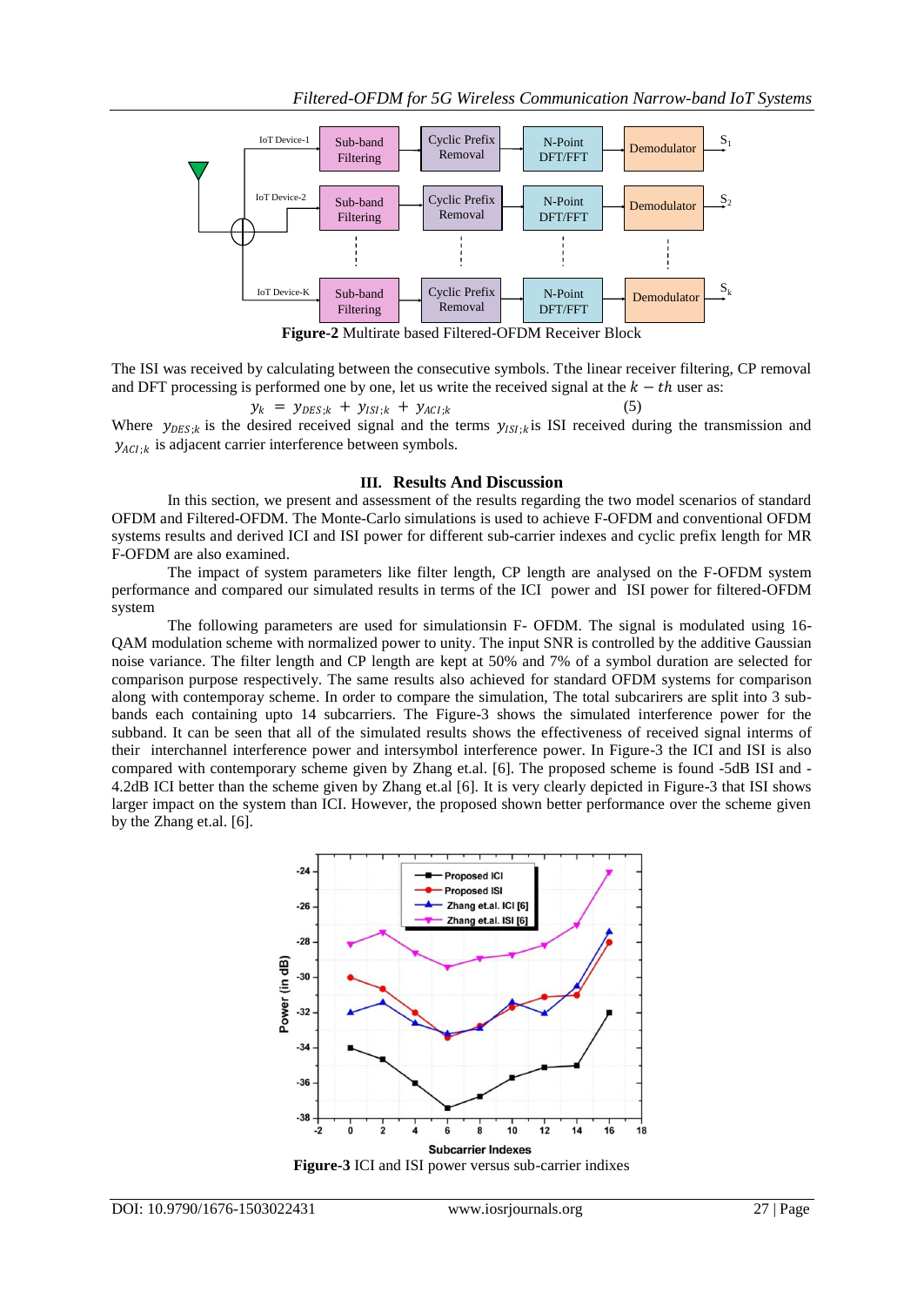**Figure-2** Multirate based Filtered-OFDM Receiver Block

The ISI was received by calculating between the consecutive symbols. Tthe linear receiver filtering, CP removal and DFT processing is performed one by one, let us write the received signal at the $k-th$ user as:

$$y_k = y_{DES;k} + y_{ISI;k} + y_{ACI;k} \tag{5}$$

Where $y_{DES;k}$ is the desired received signal and the terms $y_{ISI;k}$is ISI received during the transmission and $y_{ACI;k}$ is adjacent carrier interference between symbols.

## III. Results And Discussion

In this section, we present and assessment of the results regarding the two model scenarios of standard OFDM and Filtered-OFDM. The Monte-Carlo simulations is used to achieve F-OFDM and conventional OFDM systems results and derived ICI and ISI power for different sub-carrier indexes and cyclic prefix length for MR F-OFDM are also examined.

The impact of system parameters like filter length, CP length are analysed on the F-OFDM system performance and compared our simulated results in terms of the ICI power and ISI power for filtered-OFDM system

The following parameters are used for simulationsin F- OFDM. The signal is modulated using 16-QAM modulation scheme with normalized power to unity. The input SNR is controlled by the additive Gaussian noise variance. The filter length and CP length are kept at 50% and 7% of a symbol duration are selected for comparison purpose respectively. The same results also achieved for standard OFDM systems for comparison along with contemporay scheme. In order to compare the simulation, The total subcarirers are split into 3 sub-bands each containing upto 14 subcarriers. The Figure-3 shows the simulated interference power for the subband. It can be seen that all of the simulated results shows the effectiveness of received signal interms of their interchannel interference power and intersymbol interference power. In Figure-3 the ICI and ISI is also compared with contemporary scheme given by Zhang et.al. [6]. The proposed scheme is found -5dB ISI and -4.2dB ICI better than the scheme given by Zhang et.al [6]. It is very clearly depicted in Figure-3 that ISI shows larger impact on the system than ICI. However, the proposed shown better performance over the scheme given by the Zhang et.al. [6].

**Figure-3** ICI and ISI power versus sub-carrier indixes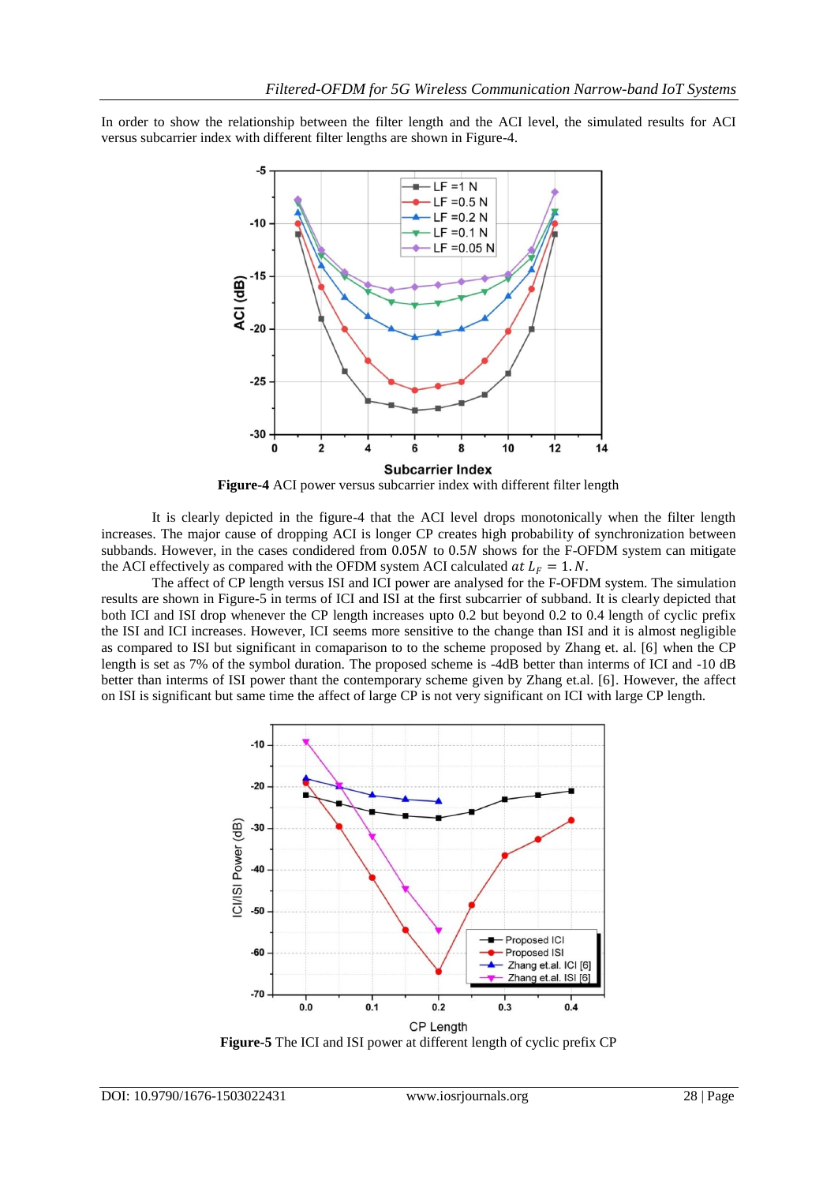In order to show the relationship between the filter length and the ACI level, the simulated results for ACI versus subcarrier index with different filter lengths are shown in Figure-4.

**Figure-4** ACI power versus subcarrier index with different filter length

It is clearly depicted in the figure-4 that the ACI level drops monotonically when the filter length increases. The major cause of dropping ACI is longer CP creates high probability of synchronization between subbands. However, in the cases condidered from $0.05N$ to $0.5N$ shows for the F-OFDM system can mitigate the ACI effectively as compared with the OFDM system ACI calculated $at\ L_F = 1.N$.

The affect of CP length versus ISI and ICI power are analysed for the F-OFDM system. The simulation results are shown in Figure-5 in terms of ICI and ISI at the first subcarrier of subband. It is clearly depicted that both ICI and ISI drop whenever the CP length increases upto 0.2 but beyond 0.2 to 0.4 length of cyclic prefix the ISI and ICI increases. However, ICI seems more sensitive to the change than ISI and it is almost negligible as compared to ISI but significant in comaparison to to the scheme proposed by Zhang et. al. [6] when the CP length is set as 7% of the symbol duration. The proposed scheme is -4dB better than interms of ICI and -10 dB better than interms of ISI power thant the contemporary scheme given by Zhang et.al. [6]. However, the affect on ISI is significant but same time the affect of large CP is not very significant on ICI with large CP length.

**Figure-5** The ICI and ISI power at different length of cyclic prefix CP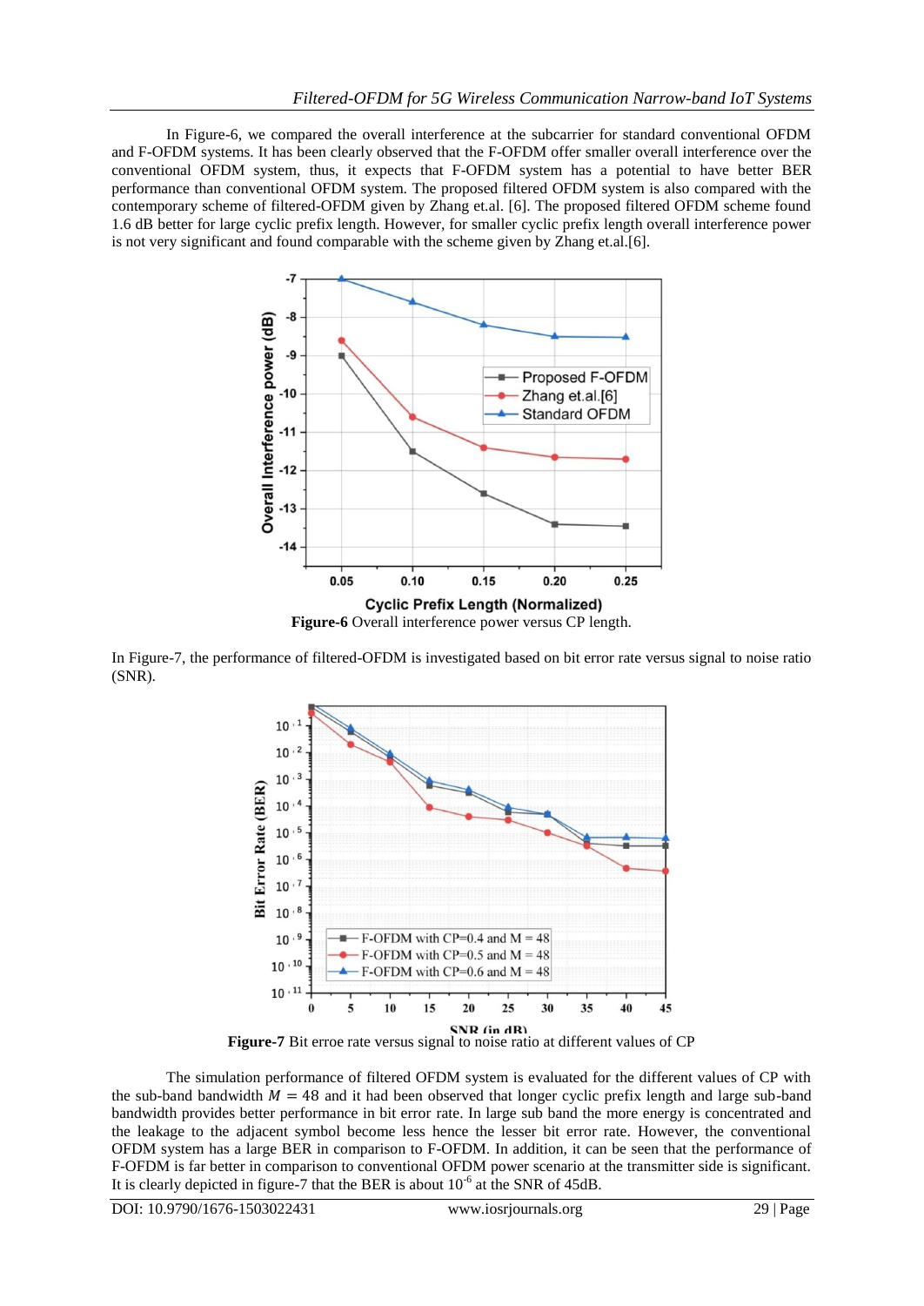In Figure-6, we compared the overall interference at the subcarrier for standard conventional OFDM and F-OFDM systems. It has been clearly observed that the F-OFDM offer smaller overall interference over the conventional OFDM system, thus, it expects that F-OFDM system has a potential to have better BER performance than conventional OFDM system. The proposed filtered OFDM system is also compared with the contemporary scheme of filtered-OFDM given by Zhang et.al. [6]. The proposed filtered OFDM scheme found 1.6 dB better for large cyclic prefix length. However, for smaller cyclic prefix length overall interference power is not very significant and found comparable with the scheme given by Zhang et.al.[6].

**Figure-6** Overall interference power versus CP length.

In Figure-7, the performance of filtered-OFDM is investigated based on bit error rate versus signal to noise ratio (SNR).

**Figure-7** Bit erroe rate versus signal to noise ratio at different values of CP

The simulation performance of filtered OFDM system is evaluated for the different values of CP with the sub-band bandwidth $M = 48$ and it had been observed that longer cyclic prefix length and large sub-band bandwidth provides better performance in bit error rate. In large sub band the more energy is concentrated and the leakage to the adjacent symbol become less hence the lesser bit error rate. However, the conventional OFDM system has a large BER in comparison to F-OFDM. In addition, it can be seen that the performance of F-OFDM is far better in comparison to conventional OFDM power scenario at the transmitter side is significant. It is clearly depicted in figure-7 that the BER is about $10^{-6}$ at the SNR of 45dB.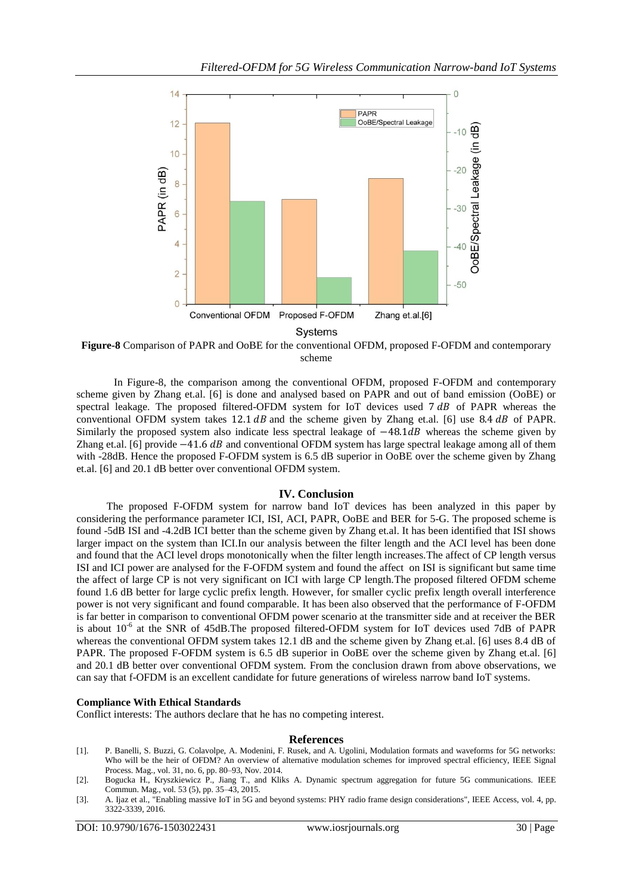**Figure-8** Comparison of PAPR and OoBE for the conventional OFDM, proposed F-OFDM and contemporary scheme

In Figure-8, the comparison among the conventional OFDM, proposed F-OFDM and contemporary scheme given by Zhang et.al. [6] is done and analysed based on PAPR and out of band emission (OoBE) or spectral leakage. The proposed filtered-OFDM system for IoT devices used $7\,dB$ of PAPR whereas the conventional OFDM system takes $12.1\,dB$ and the scheme given by Zhang et.al. [6] use $8.4\,dB$ of PAPR. Similarly the proposed system also indicate less spectral leakage of $-48.1dB$ whereas the scheme given by Zhang et.al. [6] provide $-41.6\,dB$ and conventional OFDM system has large spectral leakage among all of them with -28dB. Hence the proposed F-OFDM system is 6.5 dB superior in OoBE over the scheme given by Zhang et.al. [6] and 20.1 dB better over conventional OFDM system.

## IV. Conclusion

The proposed F-OFDM system for narrow band IoT devices has been analyzed in this paper by considering the performance parameter ICI, ISI, ACI, PAPR, OoBE and BER for 5-G. The proposed scheme is found -5dB ISI and -4.2dB ICI better than the scheme given by Zhang et.al. It has been identified that ISI shows larger impact on the system than ICI.In our analysis between the filter length and the ACI level has been done and found that the ACI level drops monotonically when the filter length increases.The affect of CP length versus ISI and ICI power are analysed for the F-OFDM system and found the affect on ISI is significant but same time the affect of large CP is not very significant on ICI with large CP length.The proposed filtered OFDM scheme found 1.6 dB better for large cyclic prefix length. However, for smaller cyclic prefix length overall interference power is not very significant and found comparable. It has been also observed that the performance of F-OFDM is far better in comparison to conventional OFDM power scenario at the transmitter side and at receiver the BER is about $10^{-6}$ at the SNR of 45dB.The proposed filtered-OFDM system for IoT devices used 7dB of PAPR whereas the conventional OFDM system takes 12.1 dB and the scheme given by Zhang et.al. [6] uses 8.4 dB of PAPR. The proposed F-OFDM system is 6.5 dB superior in OoBE over the scheme given by Zhang et.al. [6] and 20.1 dB better over conventional OFDM system. From the conclusion drawn from above observations, we can say that f-OFDM is an excellent candidate for future generations of wireless narrow band IoT systems.

**Compliance With Ethical Standards**

Conflict interests: The authors declare that he has no competing interest.

## References

[1]. P. Banelli, S. Buzzi, G. Colavolpe, A. Modenini, F. Rusek, and A. Ugolini, Modulation formats and waveforms for 5G networks: Who will be the heir of OFDM? An overview of alternative modulation schemes for improved spectral efficiency, IEEE Signal Process. Mag., vol. 31, no. 6, pp. 80–93, Nov. 2014.

[2]. Bogucka H., Kryszkiewicz P., Jiang T., and Kliks A. Dynamic spectrum aggregation for future 5G communications. IEEE Commun. Mag., vol. 53 (5), pp. 35–43, 2015.

[3]. A. Ijaz et al., "Enabling massive IoT in 5G and beyond systems: PHY radio frame design considerations", IEEE Access, vol. 4, pp. 3322-3339, 2016.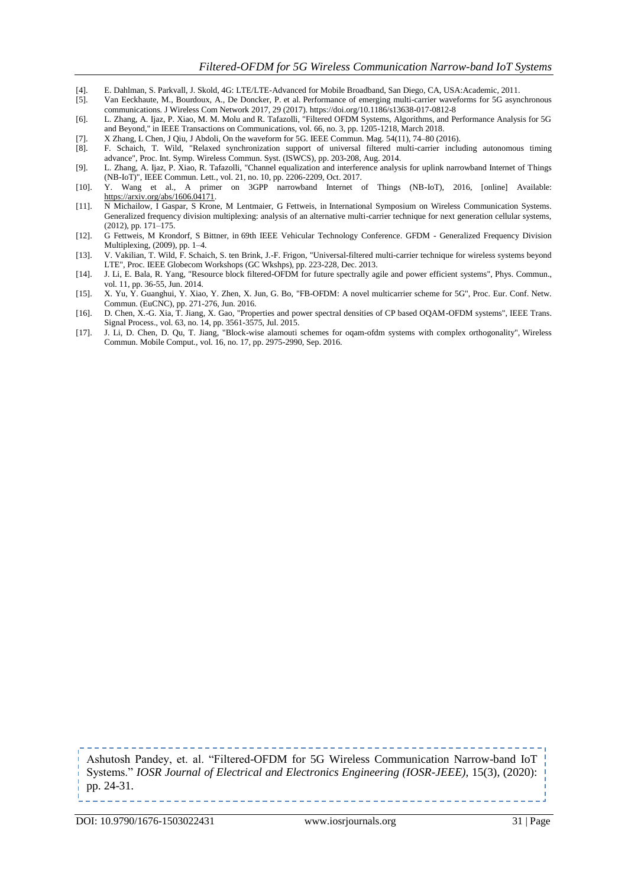[4]. E. Dahlman, S. Parkvall, J. Skold, 4G: LTE/LTE-Advanced for Mobile Broadband, San Diego, CA, USA:Academic, 2011.

[5]. Van Eeckhaute, M., Bourdoux, A., De Doncker, P. et al. Performance of emerging multi-carrier waveforms for 5G asynchronous communications. J Wireless Com Network 2017, 29 (2017). https://doi.org/10.1186/s13638-017-0812-8

[6]. L. Zhang, A. Ijaz, P. Xiao, M. M. Molu and R. Tafazolli, "Filtered OFDM Systems, Algorithms, and Performance Analysis for 5G and Beyond," in IEEE Transactions on Communications, vol. 66, no. 3, pp. 1205-1218, March 2018.

[7]. X Zhang, L Chen, J Qiu, J Abdoli, On the waveform for 5G. IEEE Commun. Mag. 54(11), 74–80 (2016).

[8]. F. Schaich, T. Wild, "Relaxed synchronization support of universal filtered multi-carrier including autonomous timing advance", Proc. Int. Symp. Wireless Commun. Syst. (ISWCS), pp. 203-208, Aug. 2014.

[9]. L. Zhang, A. Ijaz, P. Xiao, R. Tafazolli, "Channel equalization and interference analysis for uplink narrowband Internet of Things (NB-IoT)", IEEE Commun. Lett., vol. 21, no. 10, pp. 2206-2209, Oct. 2017.

[10]. Y. Wang et al., A primer on 3GPP narrowband Internet of Things (NB-IoT), 2016, [online] Available: https://arxiv.org/abs/1606.04171.

[11]. N Michailow, I Gaspar, S Krone, M Lentmaier, G Fettweis, in International Symposium on Wireless Communication Systems. Generalized frequency division multiplexing: analysis of an alternative multi-carrier technique for next generation cellular systems, (2012), pp. 171–175.

[12]. G Fettweis, M Krondorf, S Bittner, in 69th IEEE Vehicular Technology Conference. GFDM - Generalized Frequency Division Multiplexing, (2009), pp. 1–4.

[13]. V. Vakilian, T. Wild, F. Schaich, S. ten Brink, J.-F. Frigon, "Universal-filtered multi-carrier technique for wireless systems beyond LTE", Proc. IEEE Globecom Workshops (GC Wkshps), pp. 223-228, Dec. 2013.

[14]. J. Li, E. Bala, R. Yang, "Resource block filtered-OFDM for future spectrally agile and power efficient systems", Phys. Commun., vol. 11, pp. 36-55, Jun. 2014.

[15]. X. Yu, Y. Guanghui, Y. Xiao, Y. Zhen, X. Jun, G. Bo, "FB-OFDM: A novel multicarrier scheme for 5G", Proc. Eur. Conf. Netw. Commun. (EuCNC), pp. 271-276, Jun. 2016.

[16]. D. Chen, X.-G. Xia, T. Jiang, X. Gao, "Properties and power spectral densities of CP based OQAM-OFDM systems", IEEE Trans. Signal Process., vol. 63, no. 14, pp. 3561-3575, Jul. 2015.

[17]. J. Li, D. Chen, D. Qu, T. Jiang, "Block-wise alamouti schemes for oqam-ofdm systems with complex orthogonality", Wireless Commun. Mobile Comput., vol. 16, no. 17, pp. 2975-2990, Sep. 2016.

Ashutosh Pandey, et. al. "Filtered-OFDM for 5G Wireless Communication Narrow-band IoT Systems." *IOSR Journal of Electrical and Electronics Engineering (IOSR-JEEE)*, 15(3), (2020): pp. 24-31.